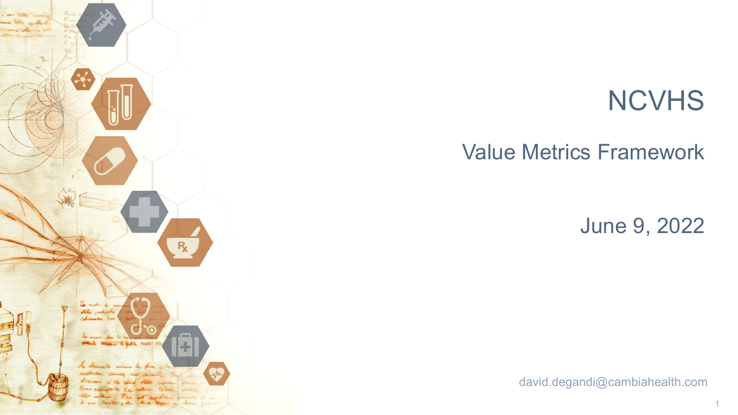# NCVHS

## Value Metrics Framework

June 9, 2022

david.degandi@cambiahealth.com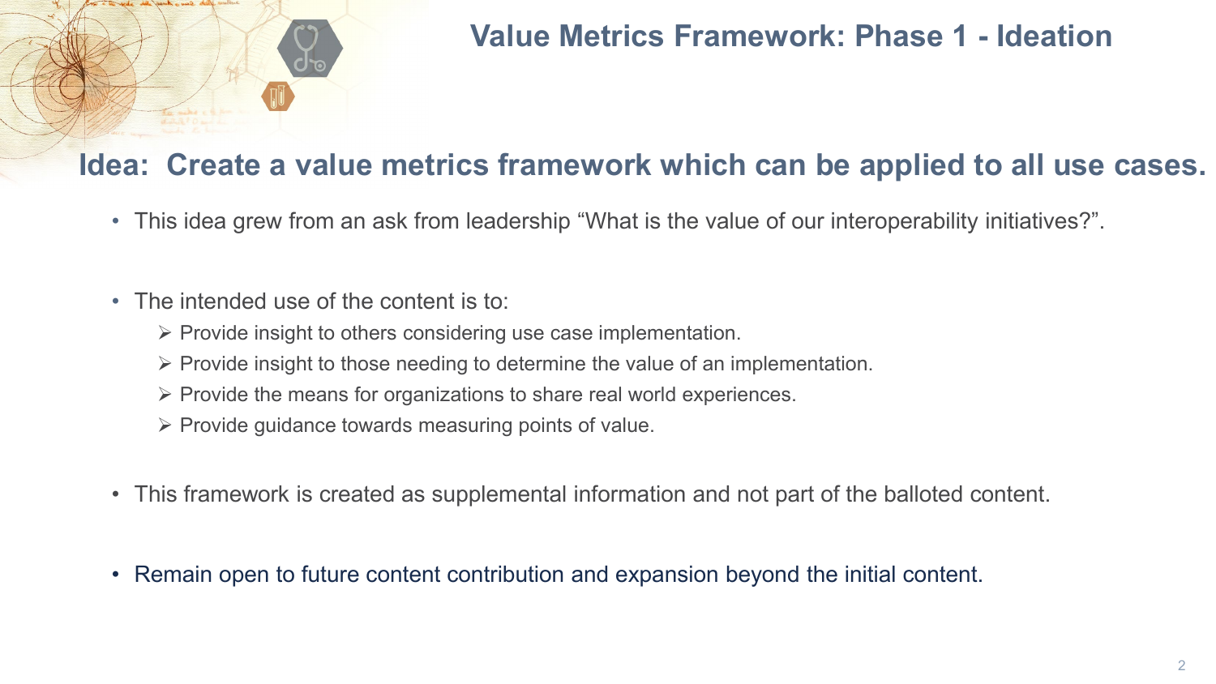# Value Metrics Framework: Phase 1 - Ideation

## Idea: Create a value metrics framework which can be applied to all use cases.

- This idea grew from an ask from leadership "What is the value of our interoperability initiatives?".
- The intended use of the content is to:
  - Provide insight to others considering use case implementation.
  - Provide insight to those needing to determine the value of an implementation.
  - Provide the means for organizations to share real world experiences.
  - Provide guidance towards measuring points of value.
- This framework is created as supplemental information and not part of the balloted content.
- Remain open to future content contribution and expansion beyond the initial content.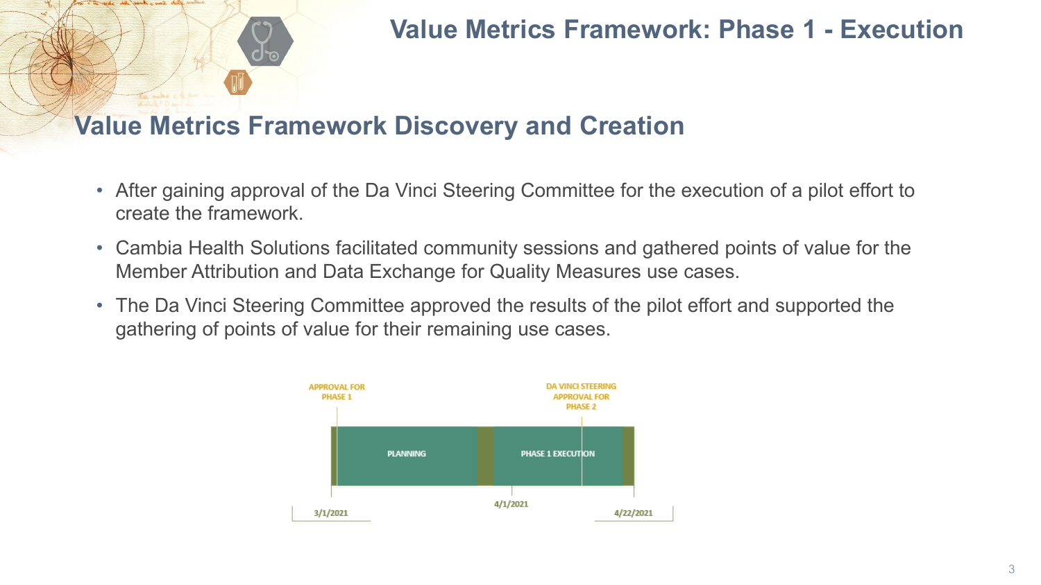# Value Metrics Framework: Phase 1 - Execution

## Value Metrics Framework Discovery and Creation

- After gaining approval of the Da Vinci Steering Committee for the execution of a pilot effort to create the framework.
- Cambia Health Solutions facilitated community sessions and gathered points of value for the Member Attribution and Data Exchange for Quality Measures use cases.
- The Da Vinci Steering Committee approved the results of the pilot effort and supported the gathering of points of value for their remaining use cases.

APPROVAL FOR PHASE 1

DA VINCI STEERING APPROVAL FOR PHASE 2

PLANNING

PHASE 1 EXECUTION

3/1/2021

4/1/2021

4/22/2021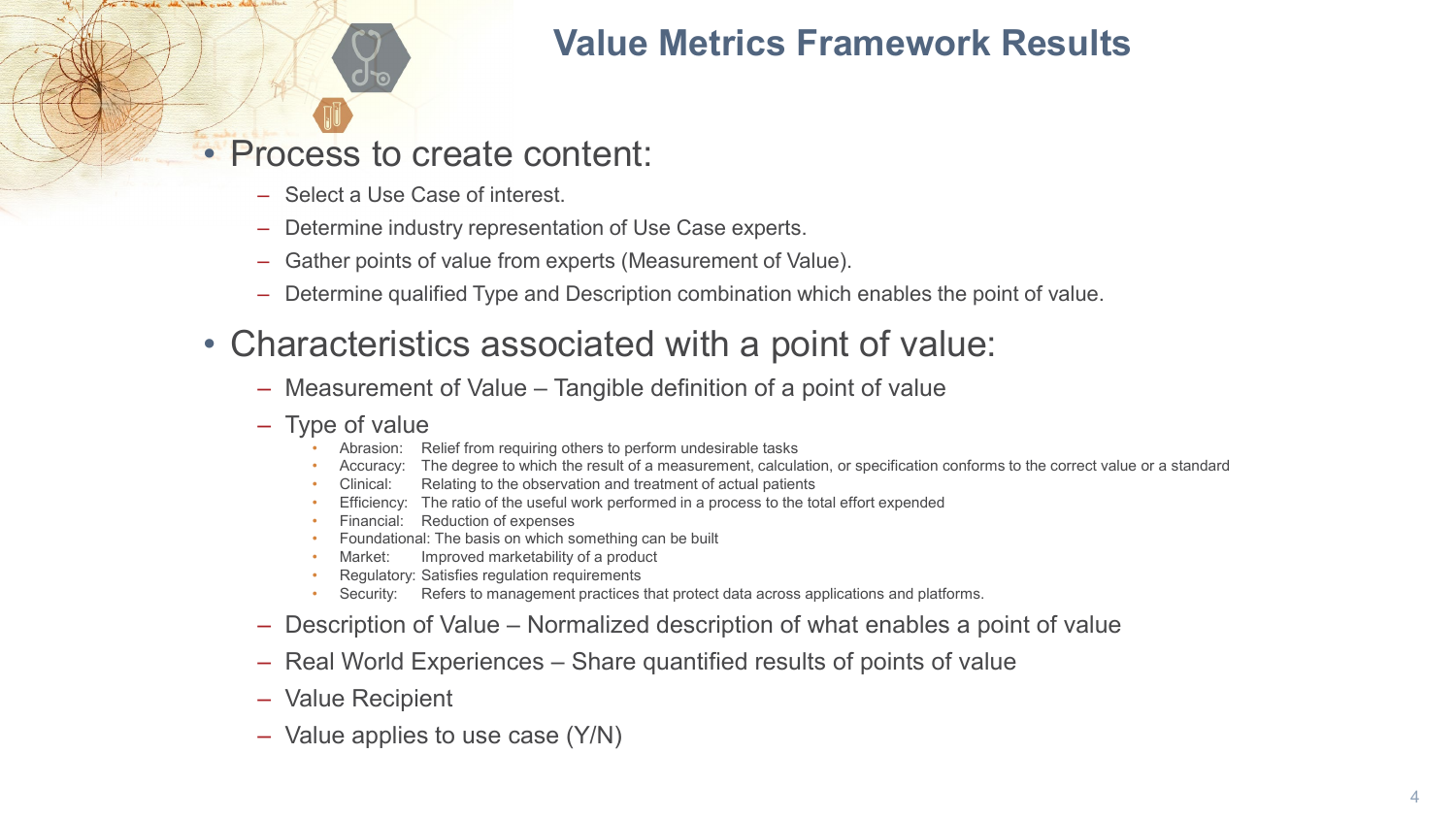# Value Metrics Framework Results

- Process to create content:
  - Select a Use Case of interest.
  - Determine industry representation of Use Case experts.
  - Gather points of value from experts (Measurement of Value).
  - Determine qualified Type and Description combination which enables the point of value.
- Characteristics associated with a point of value:
  - Measurement of Value – Tangible definition of a point of value
  - Type of value
    - Abrasion: Relief from requiring others to perform undesirable tasks
    - Accuracy: The degree to which the result of a measurement, calculation, or specification conforms to the correct value or a standard
    - Clinical: Relating to the observation and treatment of actual patients
    - Efficiency: The ratio of the useful work performed in a process to the total effort expended
    - Financial: Reduction of expenses
    - Foundational: The basis on which something can be built
    - Market: Improved marketability of a product
    - Regulatory: Satisfies regulation requirements
    - Security: Refers to management practices that protect data across applications and platforms.
  - Description of Value – Normalized description of what enables a point of value
  - Real World Experiences – Share quantified results of points of value
  - Value Recipient
  - Value applies to use case (Y/N)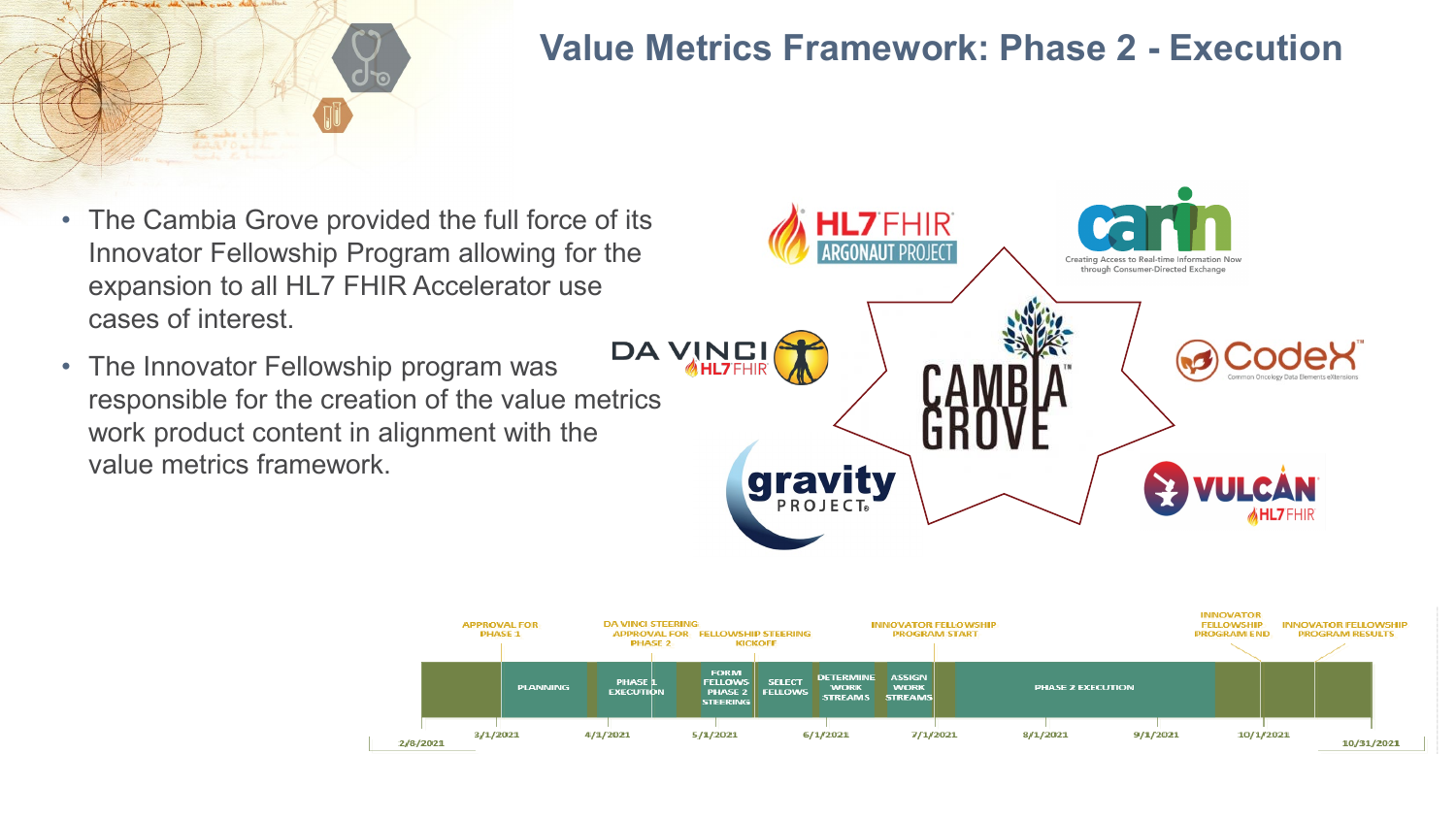# Value Metrics Framework: Phase 2 - Execution

- The Cambia Grove provided the full force of its Innovator Fellowship Program allowing for the expansion to all HL7 FHIR Accelerator use cases of interest.
- The Innovator Fellowship program was responsible for the creation of the value metrics work product content in alignment with the value metrics framework.

HL7 FHIR ARGONAUT PROJECT

carin — Creating Access to Real-time Information Now through Consumer-Directed Exchange

DA VINCI HL7 FHIR

CodeX — Common Oncology Data Elements eXtensions

CAMBIA GROVE

gravity PROJECT

VULCAN HL7 FHIR

APPROVAL FOR PHASE 1

DA VINCI STEERING APPROVAL FOR PHASE 2

FELLOWSHIP STEERING KICKOFF

INNOVATOR FELLOWSHIP PROGRAM START

INNOVATOR FELLOWSHIP PROGRAM END

INNOVATOR FELLOWSHIP PROGRAM RESULTS

PLANNING | PHASE 1 EXECUTION | FORM FELLOWS PHASE 2 STEERING | SELECT FELLOWS | DETERMINE WORK STREAMS | ASSIGN WORK STREAMS | PHASE 2 EXECUTION

2/8/2021, 3/1/2021, 4/1/2021, 5/1/2021, 6/1/2021, 7/1/2021, 8/1/2021, 9/1/2021, 10/1/2021, 10/31/2021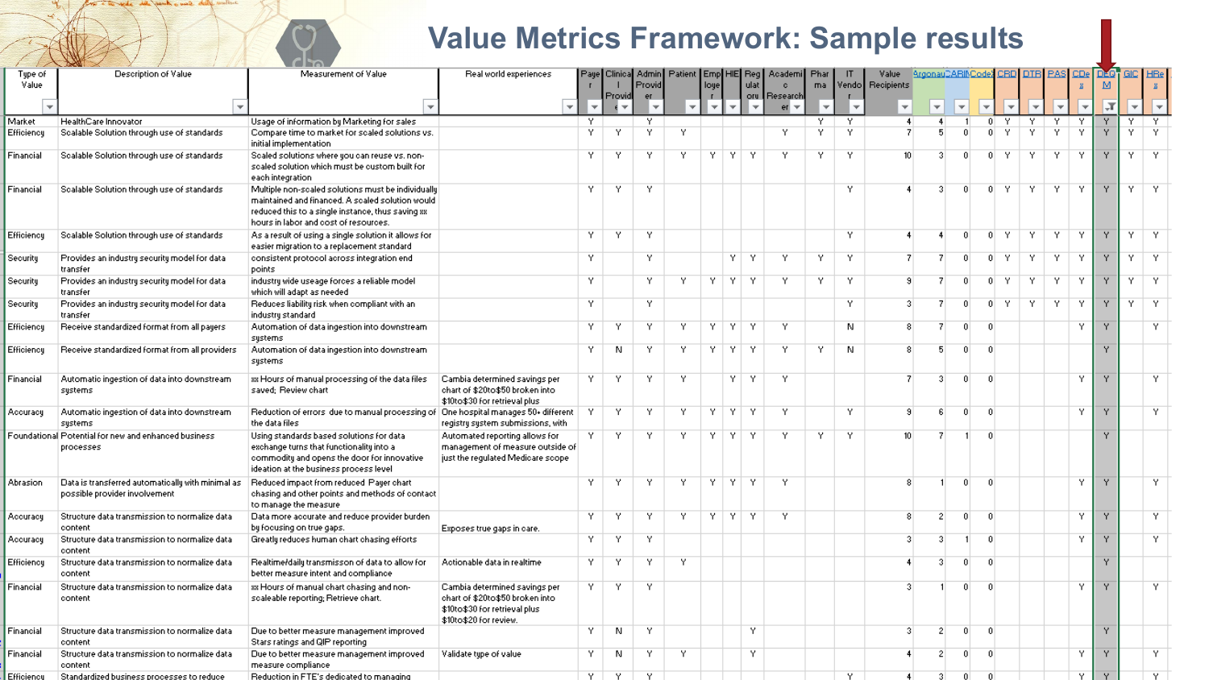# Value Metrics Framework: Sample results

| Type of Value | Description of Value | Measurement of Value | Real world experiences | Payer | Clinical Provider | Admin Provider | Patient | Employer | HIE | Regulatory | Academic Researcher | Pharma | IT Vendor | Value Recipients | Argonaut | CARIN | CodeX | CRD | DTR | PAS | CDex | DEQM | GIC | HRex |
|---|---|---|---|---|---|---|---|---|---|---|---|---|---|---|---|---|---|---|---|---|---|---|---|---|
| Market | HealthCare Innovator | Usage of information by Marketing for sales | | Y | | Y | | | | | | Y | Y | 4 | 4 | 1 | 0 | Y | Y | Y | Y | Y | Y | Y |
| Efficiency | Scalable Solution through use of standards | Compare time to market for scaled solutions vs. initial implementation | | Y | Y | Y | Y | | | | Y | Y | Y | 7 | 5 | 0 | 0 | Y | Y | Y | Y | Y | Y | Y |
| Financial | Scalable Solution through use of standards | Scaled solutions where you can reuse vs. non-scaled solution which must be custom built for each integration | | Y | Y | Y | Y | Y | Y | Y | Y | Y | Y | 10 | 3 | 0 | 0 | Y | Y | Y | Y | Y | Y | Y |
| Financial | Scalable Solution through use of standards | Multiple non-scaled solutions must be individually maintained and financed. A scaled solution would reduced this to a single instance, thus saving xx hours in labor and cost of resources. | | Y | Y | Y | | | | | | | Y | 4 | 3 | 0 | 0 | Y | Y | Y | Y | Y | Y | Y |
| Efficiency | Scalable Solution through use of standards | As a result of using a single solution it allows for easier migration to a replacement standard | | Y | Y | Y | | | | | | | Y | 4 | 4 | 0 | 0 | Y | Y | Y | Y | Y | Y | Y |
| Security | Provides an industry security model for data transfer | consistent protocol across integration end points | | Y | | Y | | | Y | Y | Y | Y | Y | 7 | 7 | 0 | 0 | Y | Y | Y | Y | Y | Y | Y |
| Security | Provides an industry security model for data transfer | industry wide useage forces a reliable model which will adapt as needed | | Y | | Y | Y | Y | Y | Y | Y | Y | Y | 9 | 7 | 0 | 0 | Y | Y | Y | Y | Y | Y | Y |
| Security | Provides an industry security model for data transfer | Reduces liability risk when compliant with an industry standard | | Y | | Y | | | | | | | Y | 3 | 7 | 0 | 0 | Y | Y | Y | Y | Y | Y | Y |
| Efficiency | Receive standardized format from all payers | Automation of data ingestion into downstream systems | | Y | Y | Y | Y | Y | Y | Y | Y | | N | 8 | 7 | 0 | 0 | | | | Y | Y | | Y |
| Efficiency | Receive standardized format from all providers | Automation of data ingestion into downstream systems | | Y | N | Y | Y | Y | Y | Y | Y | Y | N | 8 | 5 | 0 | 0 | | | | | Y | | |
| Financial | Automatic ingestion of data into downstream systems | xx Hours of manual processing of the data files saved; Review chart | Cambia determined savings per chart of $20to$50 broken into $10to$30 for retrieval plus | Y | Y | Y | Y | | Y | Y | Y | | | 7 | 3 | 0 | 0 | | | | Y | Y | | Y |
| Accuracy | Automatic ingestion of data into downstream systems | Reduction of errors due to manual processing of the data files | One hospital manages 50+ different registry system submissions, with | Y | Y | Y | Y | Y | Y | Y | Y | | Y | 9 | 6 | 0 | 0 | | | | Y | Y | | Y |
| Foundational | Potential for new and enhanced business processes | Using standards based solutions for data exchange turns that functionality into a commodity and opens the door for innovative ideation at the business process level | Automated reporting allows for management of measure outside of just the regulated Medicare scope | Y | Y | Y | Y | Y | Y | Y | Y | Y | Y | 10 | 7 | 1 | 0 | | | | | Y | | |
| Abrasion | Data is transferred automatically with minimal as possible provider involvement | Reduced impact from reduced Payer chart chasing and other points and methods of contact to manage the measure | | Y | Y | Y | Y | Y | Y | Y | Y | | | 8 | 1 | 0 | 0 | | | | Y | Y | | Y |
| Accuracy | Structure data transmission to normalize data content | Data more accurate and reduce provider burden by focusing on true gaps. | Exposes true gaps in care. | Y | Y | Y | Y | Y | Y | Y | Y | | | 8 | 2 | 0 | 0 | | | | Y | Y | | Y |
| Accuracy | Structure data transmission to normalize data content | Greatly reduces human chart chasing efforts | | Y | Y | Y | | | | | | | | 3 | 3 | 1 | 0 | | | | Y | Y | | Y |
| Efficiency | Structure data transmission to normalize data content | Realtime/daily transmission of data to allow for better measure intent and compliance | Actionable data in realtime | Y | Y | Y | Y | | | | | | | 4 | 3 | 0 | 0 | | | | | Y | | |
| Financial | Structure data transmission to normalize data content | xx Hours of manual chart chasing and non-scaleable reporting; Retrieve chart. | Cambia determined savings per chart of $20to$50 broken into $10to$30 for retrieval plus $10to$20 for review. | Y | Y | Y | | | | | | | | 3 | 1 | 0 | 0 | | | | Y | Y | | Y |
| Financial | Structure data transmission to normalize data content | Due to better measure management improved Stars ratings and QIP reporting | | Y | N | Y | | | | Y | | | | 3 | 2 | 0 | 0 | | | | | Y | | |
| Financial | Structure data transmission to normalize data content | Due to better measure management improved measure compliance | Validate type of value | Y | N | Y | Y | | | Y | | | | 4 | 2 | 0 | 0 | | | | Y | Y | | Y |
| Efficiency | Standardized business processes to reduce | Reduction in FTE's dedicated to managing | | Y | Y | Y | | | | | | | Y | 4 | 3 | 0 | 0 | | | | Y | Y | | Y |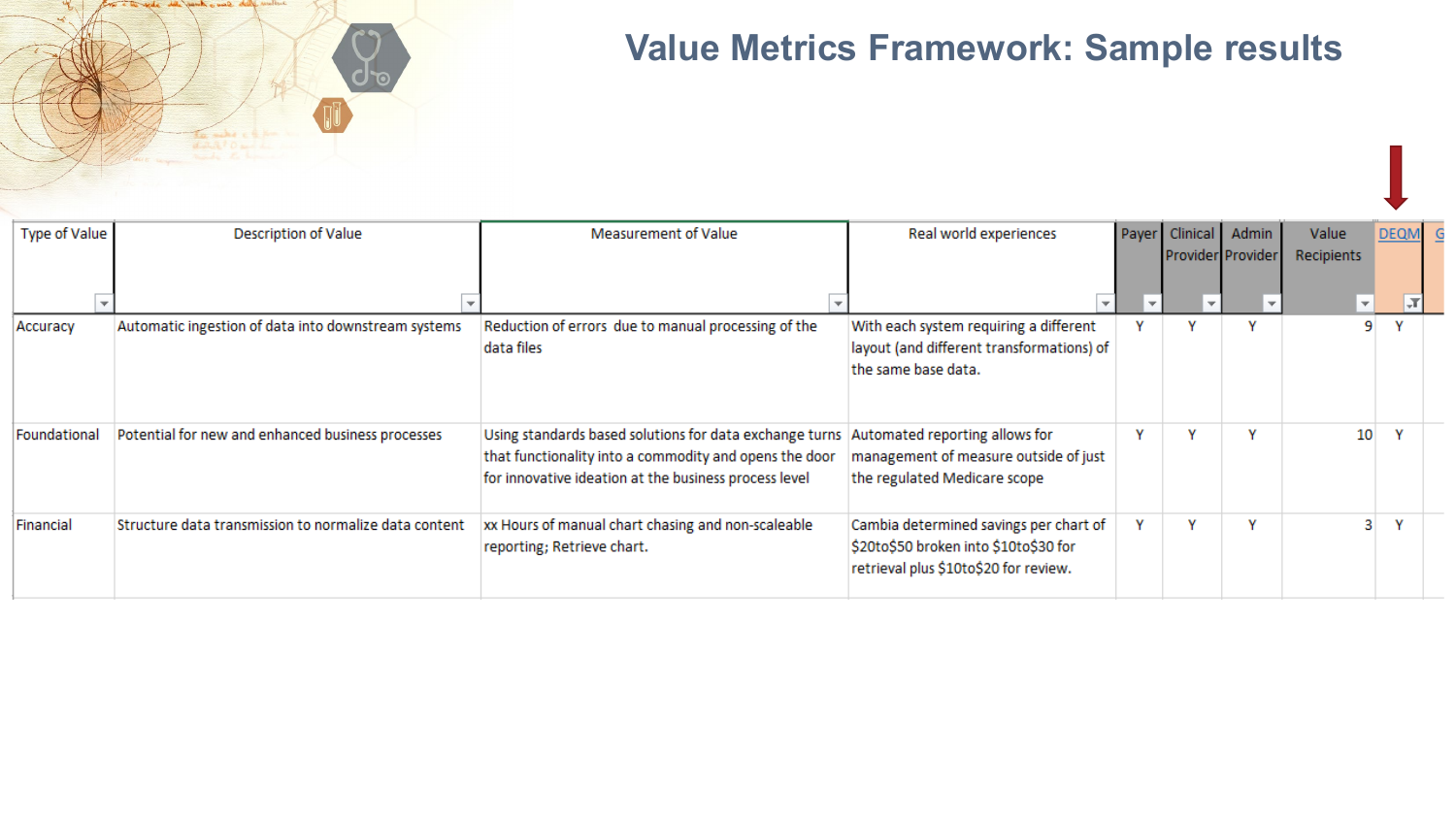# Value Metrics Framework: Sample results

| Type of Value | Description of Value | Measurement of Value | Real world experiences | Payer | Clinical Provider | Admin Provider | Value Recipients | DEQM | G |
|---|---|---|---|---|---|---|---|---|---|
| Accuracy | Automatic ingestion of data into downstream systems | Reduction of errors due to manual processing of the data files | With each system requiring a different layout (and different transformations) of the same base data. | Y | Y | Y | 9 | Y | |
| Foundational | Potential for new and enhanced business processes | Using standards based solutions for data exchange turns that functionality into a commodity and opens the door for innovative ideation at the business process level | Automated reporting allows for management of measure outside of just the regulated Medicare scope | Y | Y | Y | 10 | Y | |
| Financial | Structure data transmission to normalize data content | xx Hours of manual chart chasing and non-scaleable reporting; Retrieve chart. | Cambia determined savings per chart of $20to$50 broken into $10to$30 for retrieval plus $10to$20 for review. | Y | Y | Y | 3 | Y | |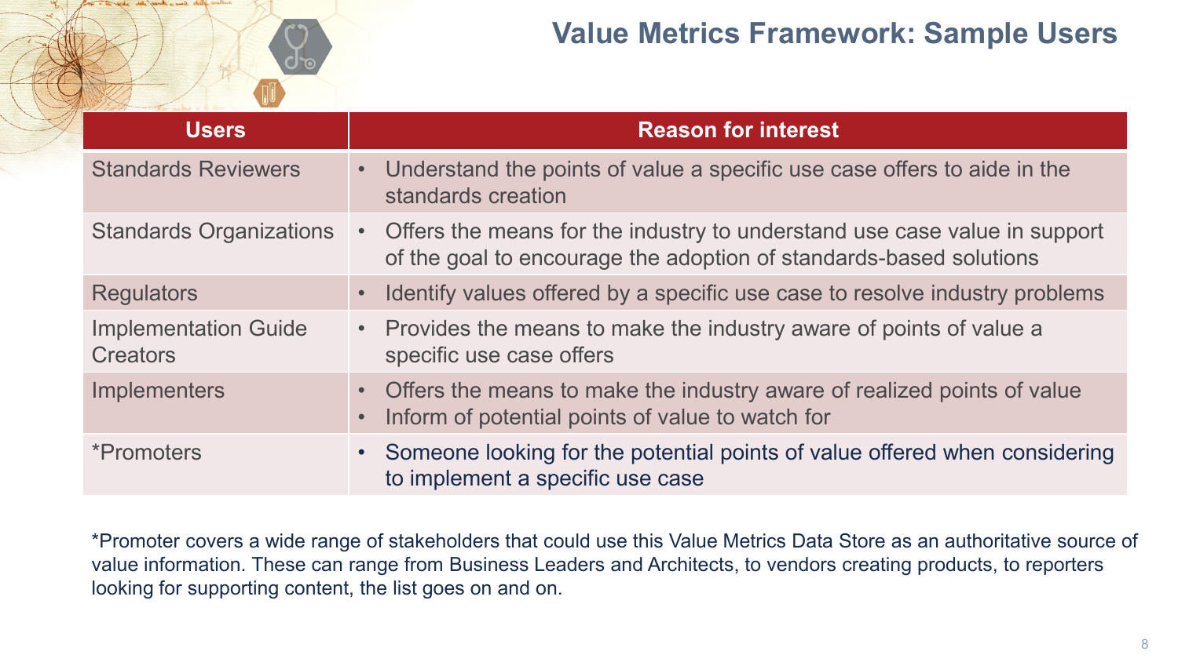# Value Metrics Framework: Sample Users

| Users | Reason for interest |
|---|---|
| Standards Reviewers | • Understand the points of value a specific use case offers to aide in the standards creation |
| Standards Organizations | • Offers the means for the industry to understand use case value in support of the goal to encourage the adoption of standards-based solutions |
| Regulators | • Identify values offered by a specific use case to resolve industry problems |
| Implementation Guide Creators | • Provides the means to make the industry aware of points of value a specific use case offers |
| Implementers | • Offers the means to make the industry aware of realized points of value<br>• Inform of potential points of value to watch for |
| *Promoters | • Someone looking for the potential points of value offered when considering to implement a specific use case |

*Promoter covers a wide range of stakeholders that could use this Value Metrics Data Store as an authoritative source of value information. These can range from Business Leaders and Architects, to vendors creating products, to reporters looking for supporting content, the list goes on and on.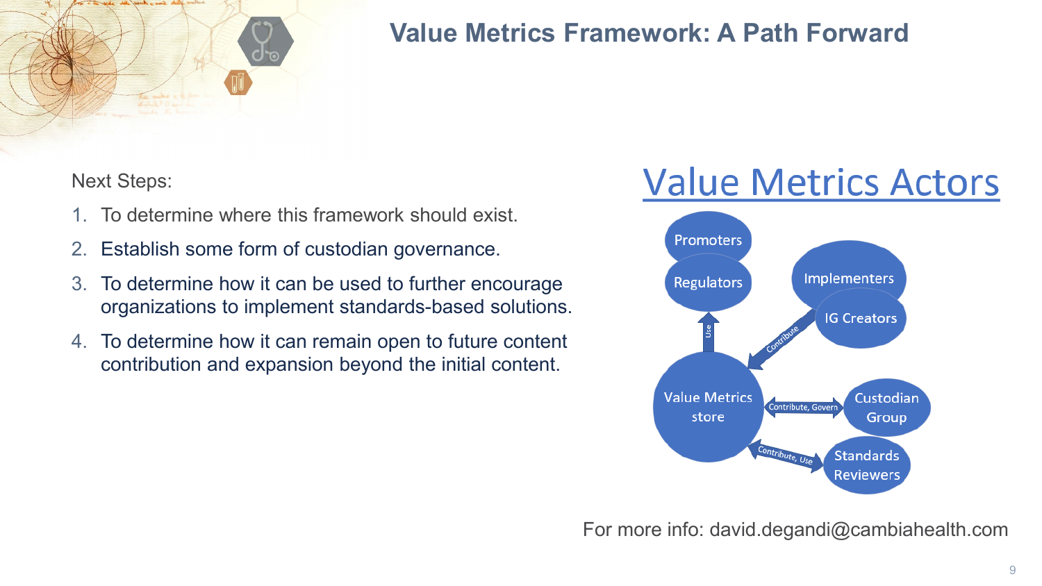# Value Metrics Framework: A Path Forward

Next Steps:

1. To determine where this framework should exist.
2. Establish some form of custodian governance.
3. To determine how it can be used to further encourage organizations to implement standards-based solutions.
4. To determine how it can remain open to future content contribution and expansion beyond the initial content.

## Value Metrics Actors

Promoters

Regulators

Implementers

IG Creators

Use

Contribute

Value Metrics store

Contribute, Govern

Custodian Group

Contribute, Use

Standards Reviewers

For more info: david.degandi@cambiahealth.com